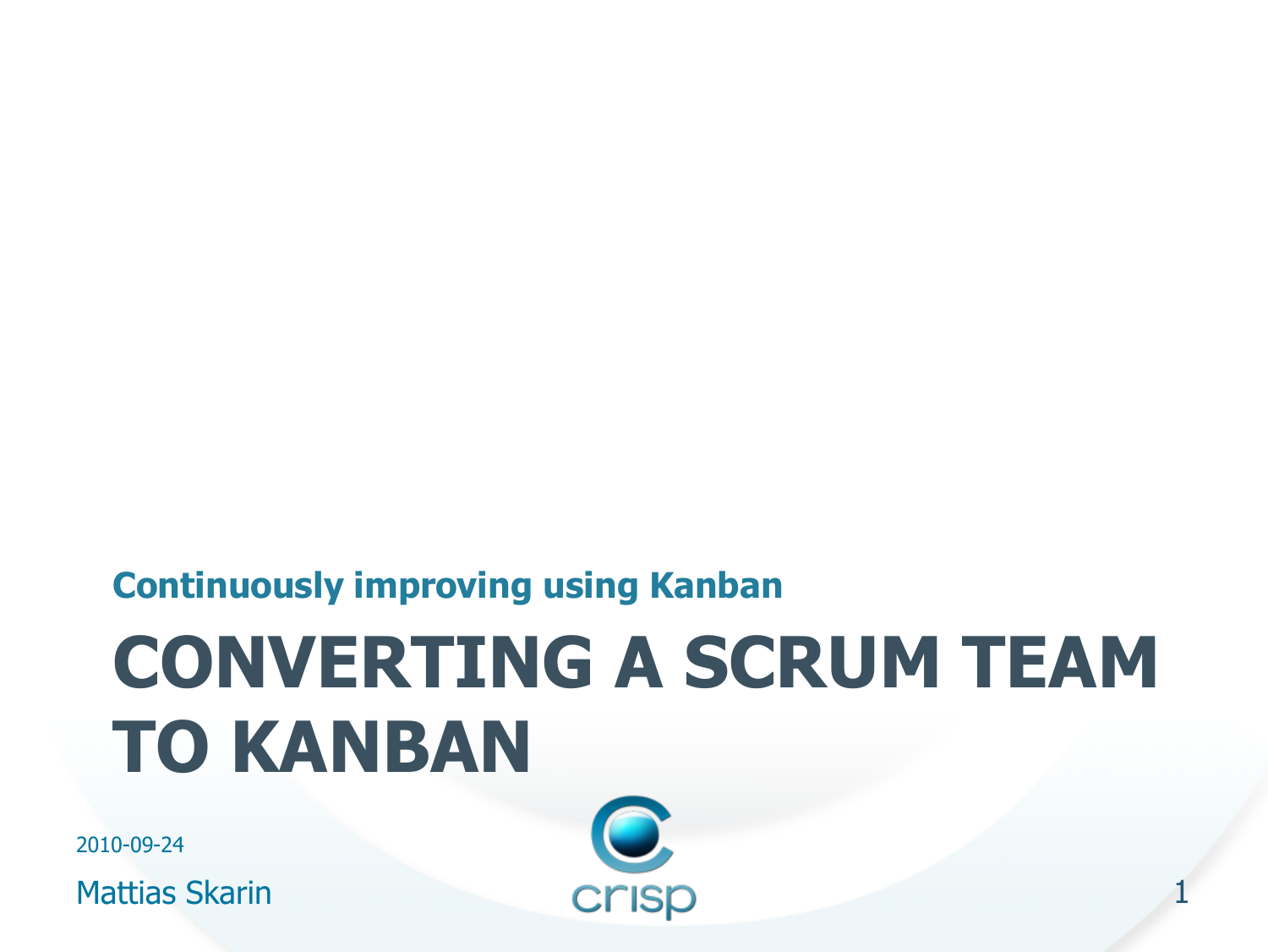## Continuously improving using Kanban

# CONVERTING A SCRUM TEAM TO KANBAN

2010-09-24

Mattias Skarin

crisp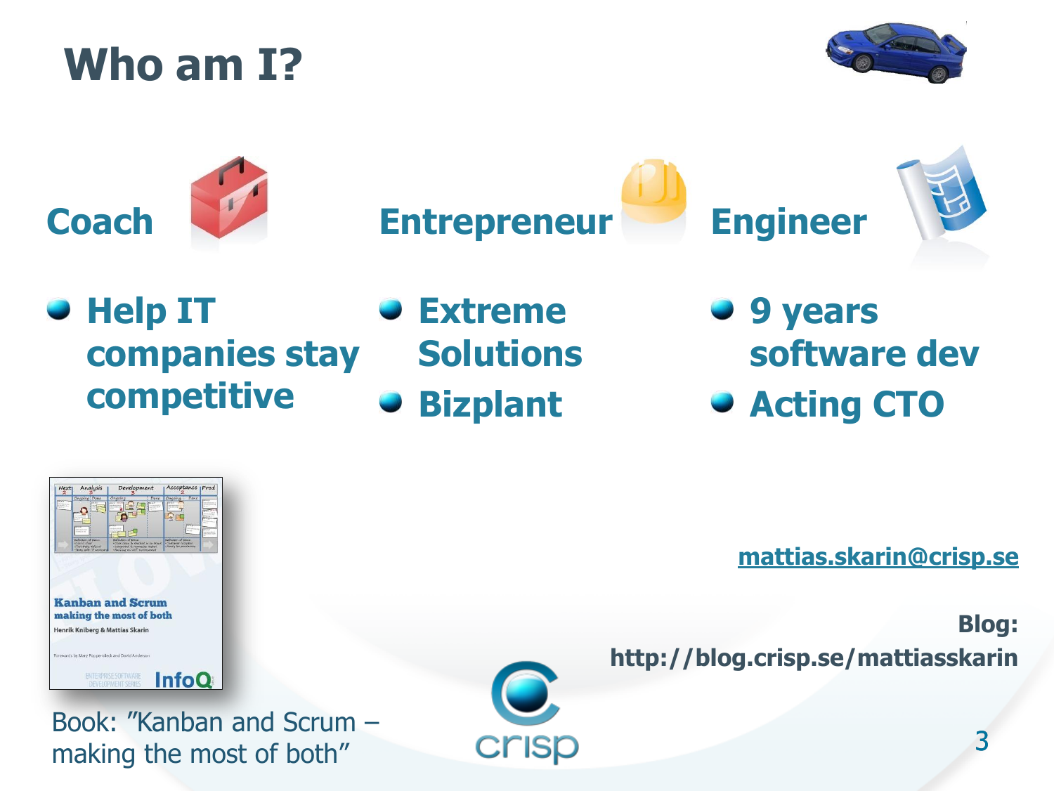# Who am I?

## Coach

- Help IT companies stay competitive

## Entrepreneur

- Extreme Solutions
- Bizplant

## Engineer

- 9 years software dev
- Acting CTO

Book: "Kanban and Scrum – making the most of both"

mattias.skarin@crisp.se

**Blog:**
**http://blog.crisp.se/mattiasskarin**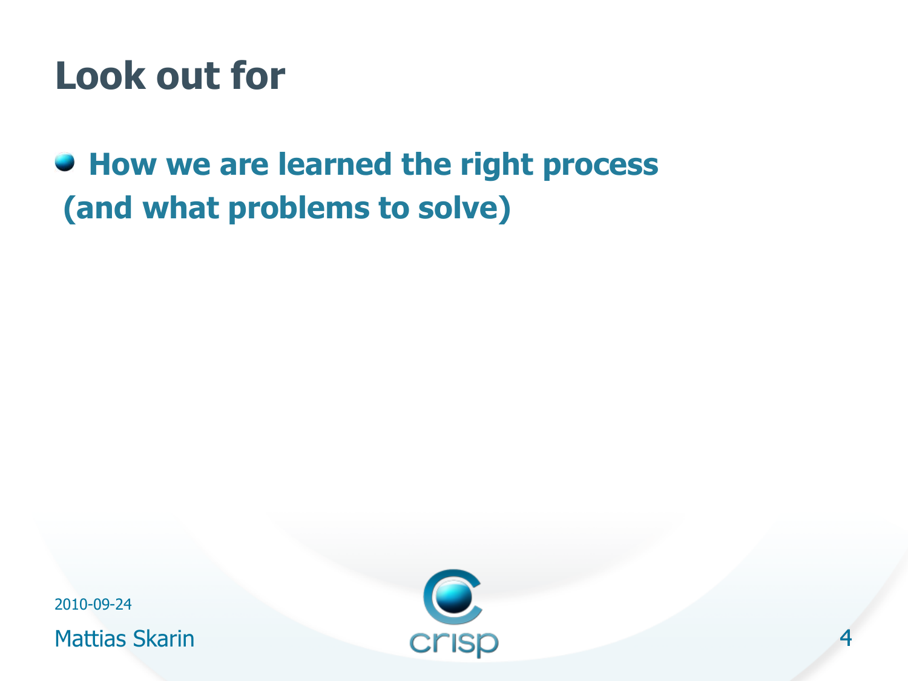# Look out for

- **How we are learned the right process (and what problems to solve)**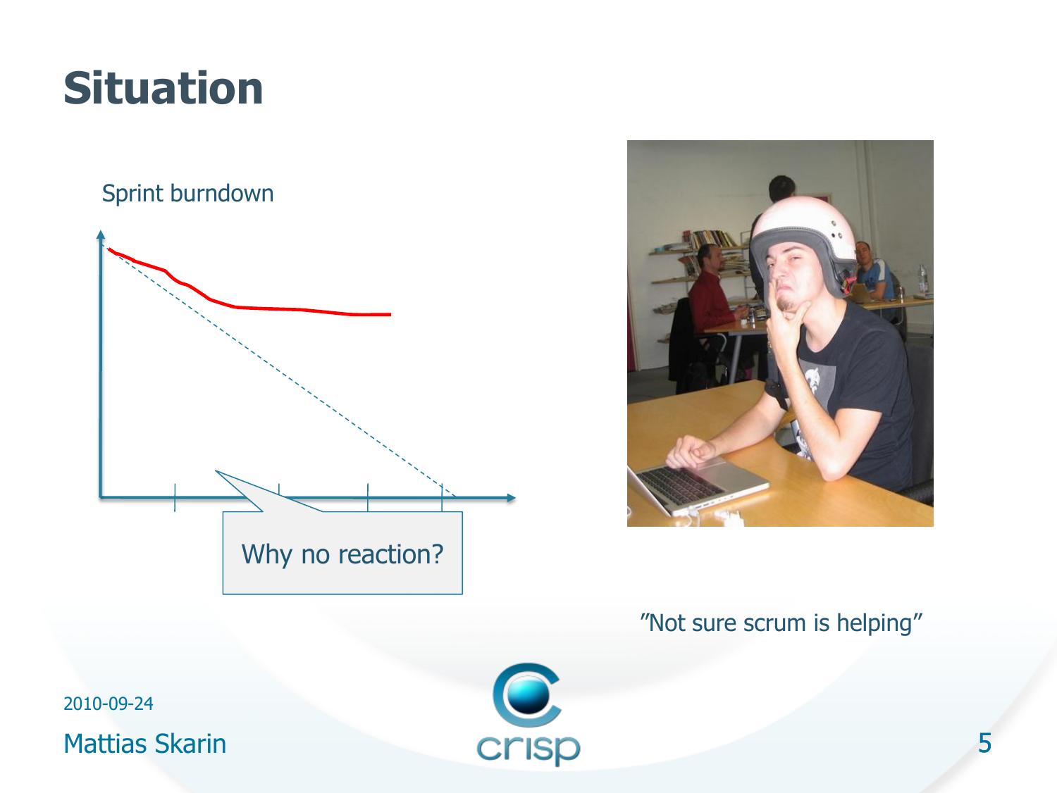# Situation

Sprint burndown

Why no reaction?

"Not sure scrum is helping"

2010-09-24

Mattias Skarin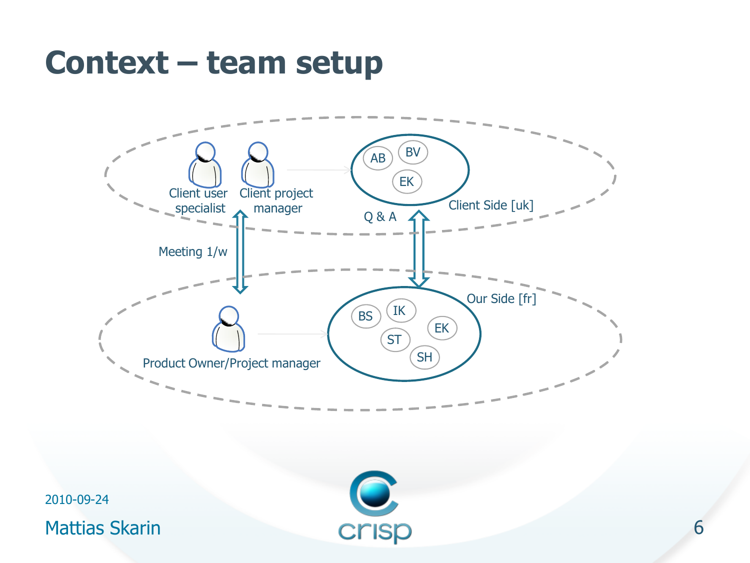# Context – team setup

Client user specialist

Client project manager

AB BV EK

Client Side [uk]

Q & A

Meeting 1/w

Our Side [fr]

Product Owner/Project manager

BS IK EK ST SH

2010-09-24

Mattias Skarin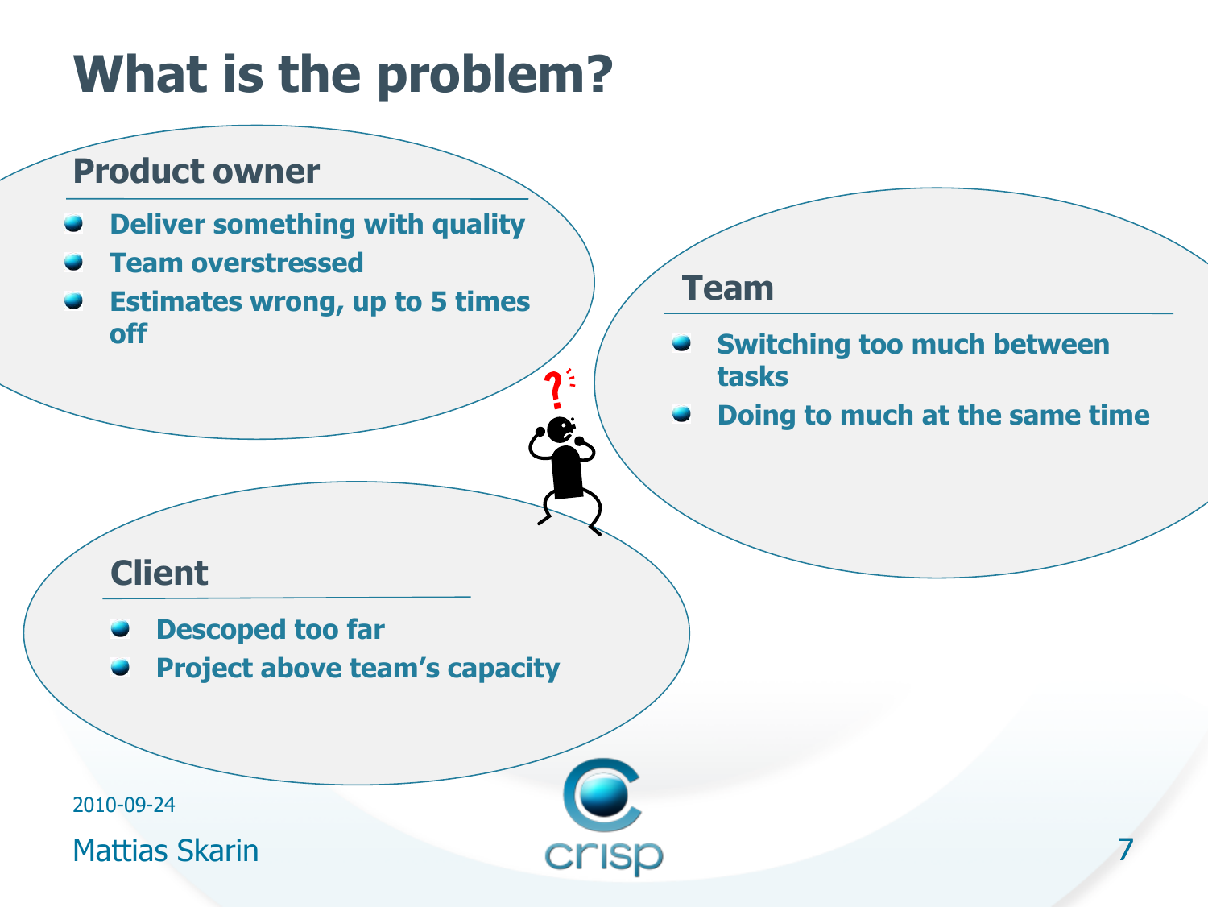# What is the problem?

## Product owner

- Deliver something with quality
- Team overstressed
- Estimates wrong, up to 5 times off

## Team

- Switching too much between tasks
- Doing to much at the same time

## Client

- Descoped too far
- Project above team's capacity

2010-09-24

Mattias Skarin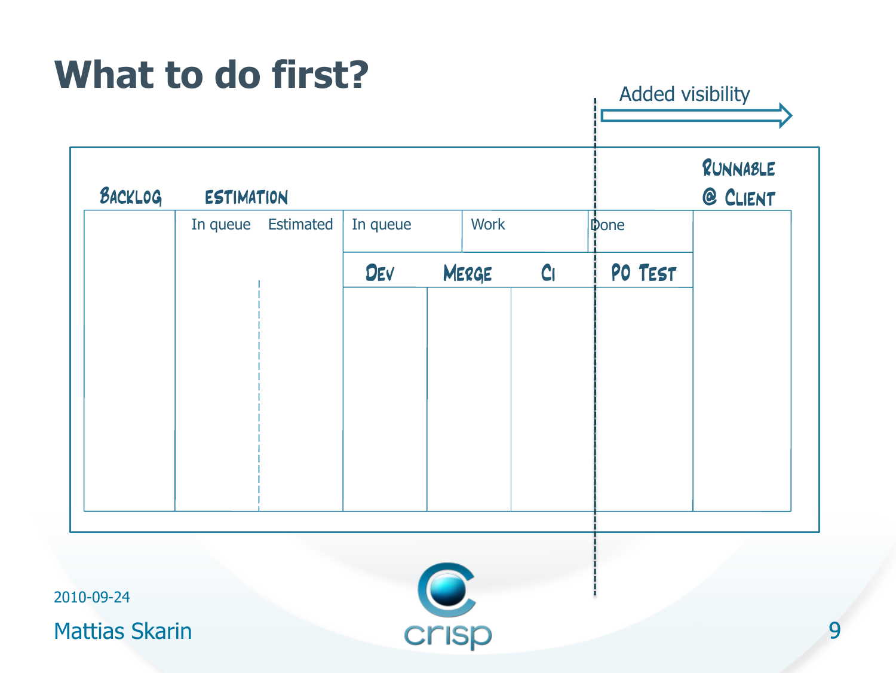# What to do first?

Added visibility

| Backlog | Estimation | | | | | | Runnable @ Client |
|---|---|---|---|---|---|---|---|
| | In queue | Estimated | In queue | Work | | Done | |
| | | | Dev | Merge | CI | PO Test | |
| | | | | | | | |

2010-09-24

Mattias Skarin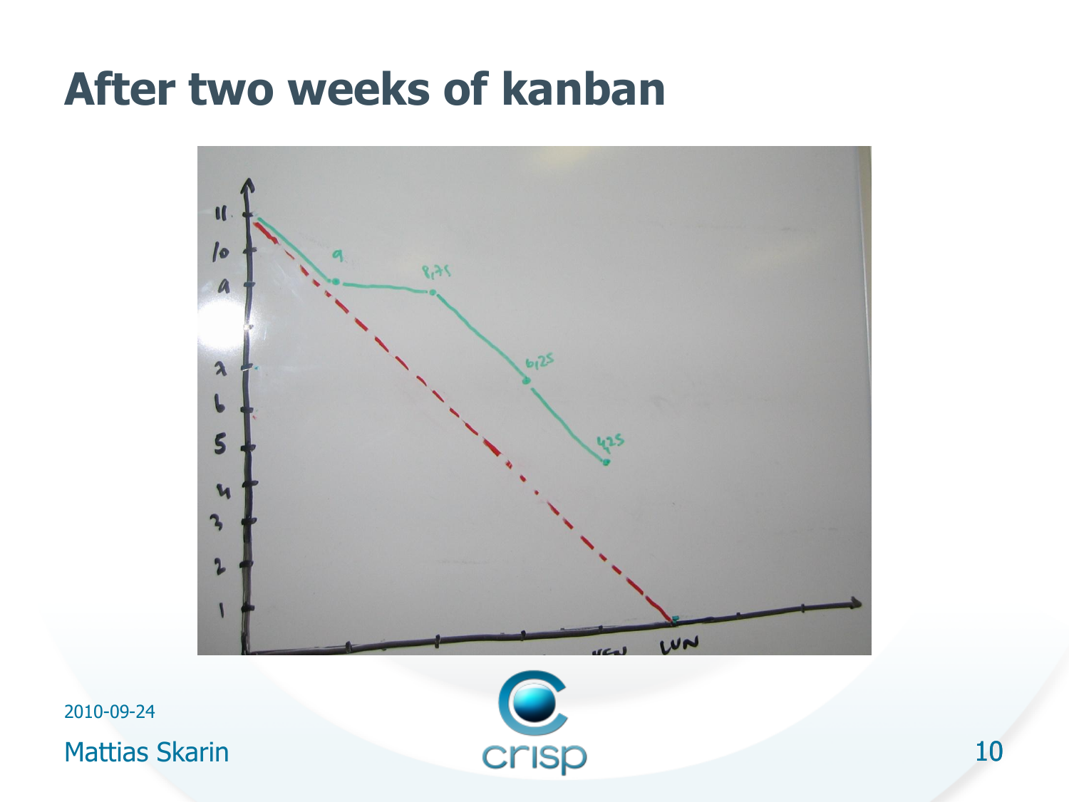# After two weeks of kanban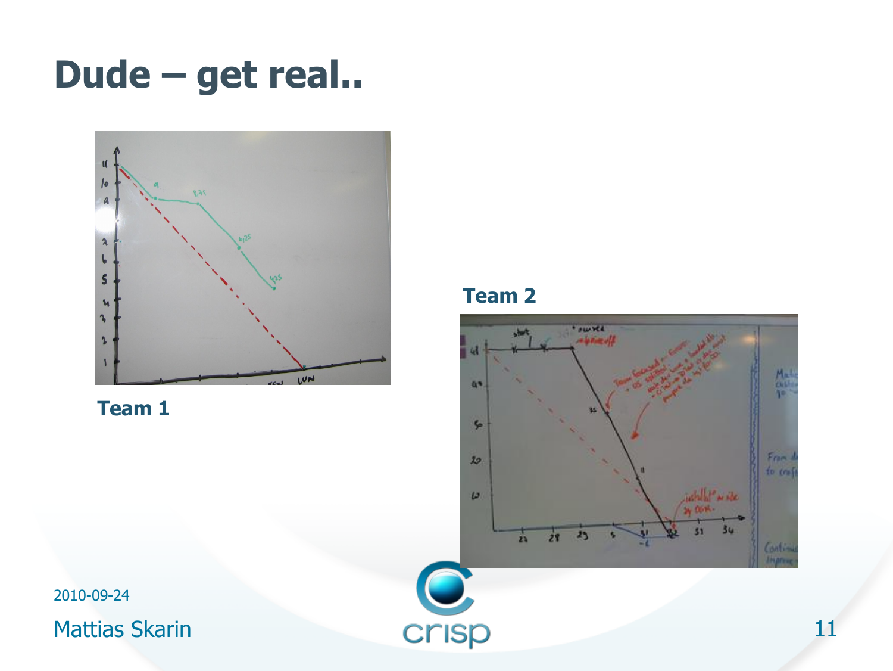# Dude – get real..

Team 1

Team 2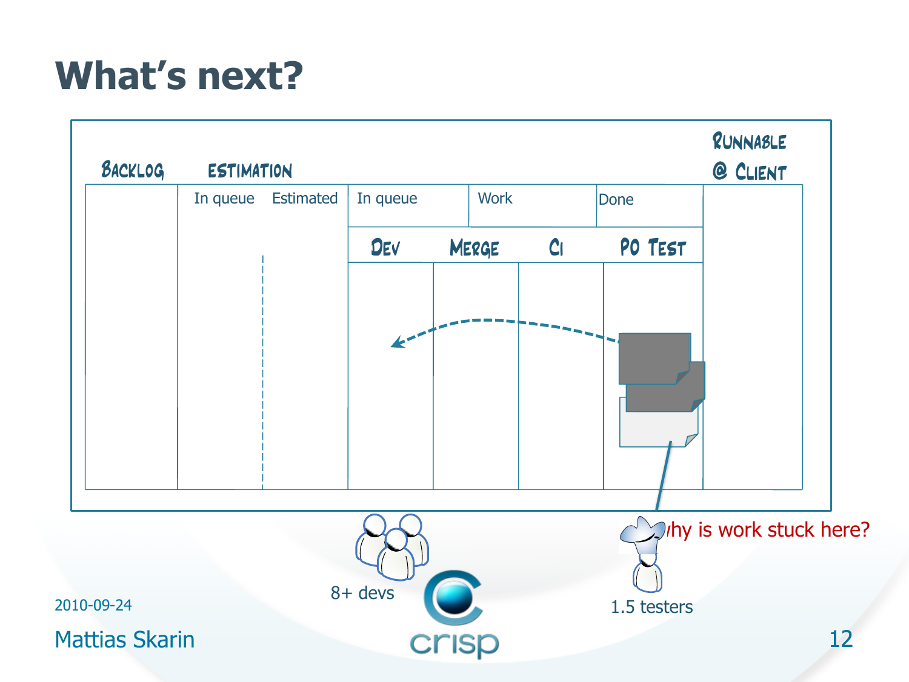# What's next?

| Backlog | Estimation | | | | | Runnable @ Client |
|---|---|---|---|---|---|---|
| | In queue | Estimated | In queue | Work | Done | |
| | | | Dev | Merge | CI | PO Test | |

Why is work stuck here?

8+ devs

1.5 testers

2010-09-24

Mattias Skarin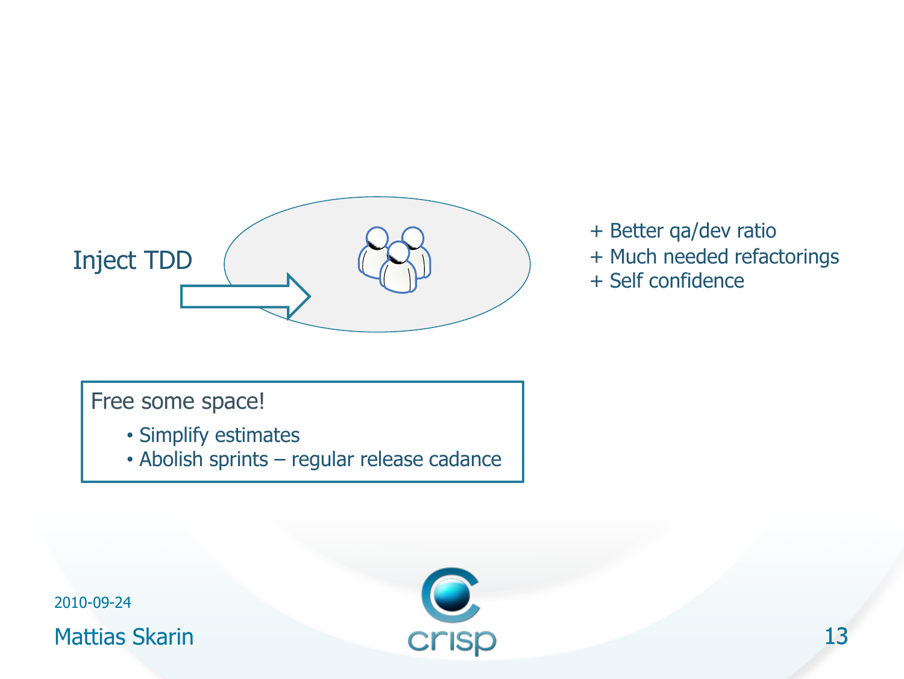Inject TDD

+ Better qa/dev ratio
+ Much needed refactorings
+ Self confidence

Free some space!

- Simplify estimates
- Abolish sprints – regular release cadance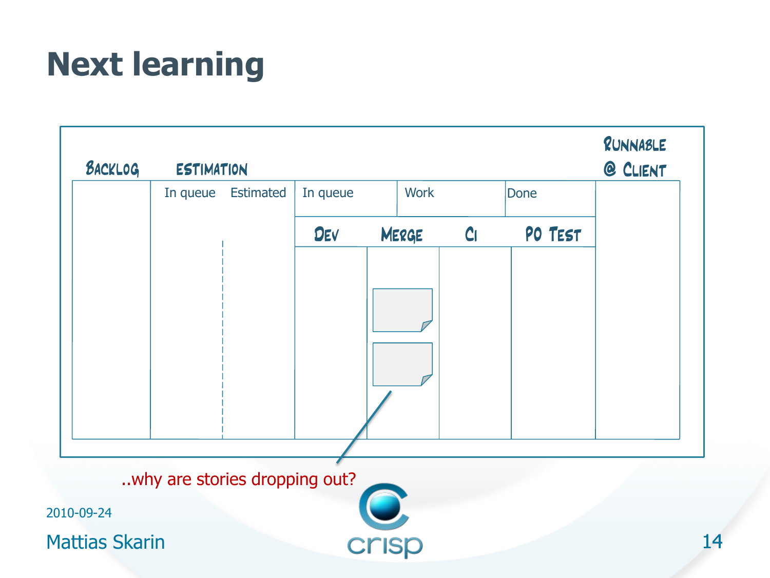# Next learning

| Backlog | Estimation | | | | | | Runnable @ Client |
|---|---|---|---|---|---|---|---|
| | In queue | Estimated | In queue | Work | | Done | |
| | | | Dev | Merge | Ci | PO Test | |

..why are stories dropping out?

2010-09-24

Mattias Skarin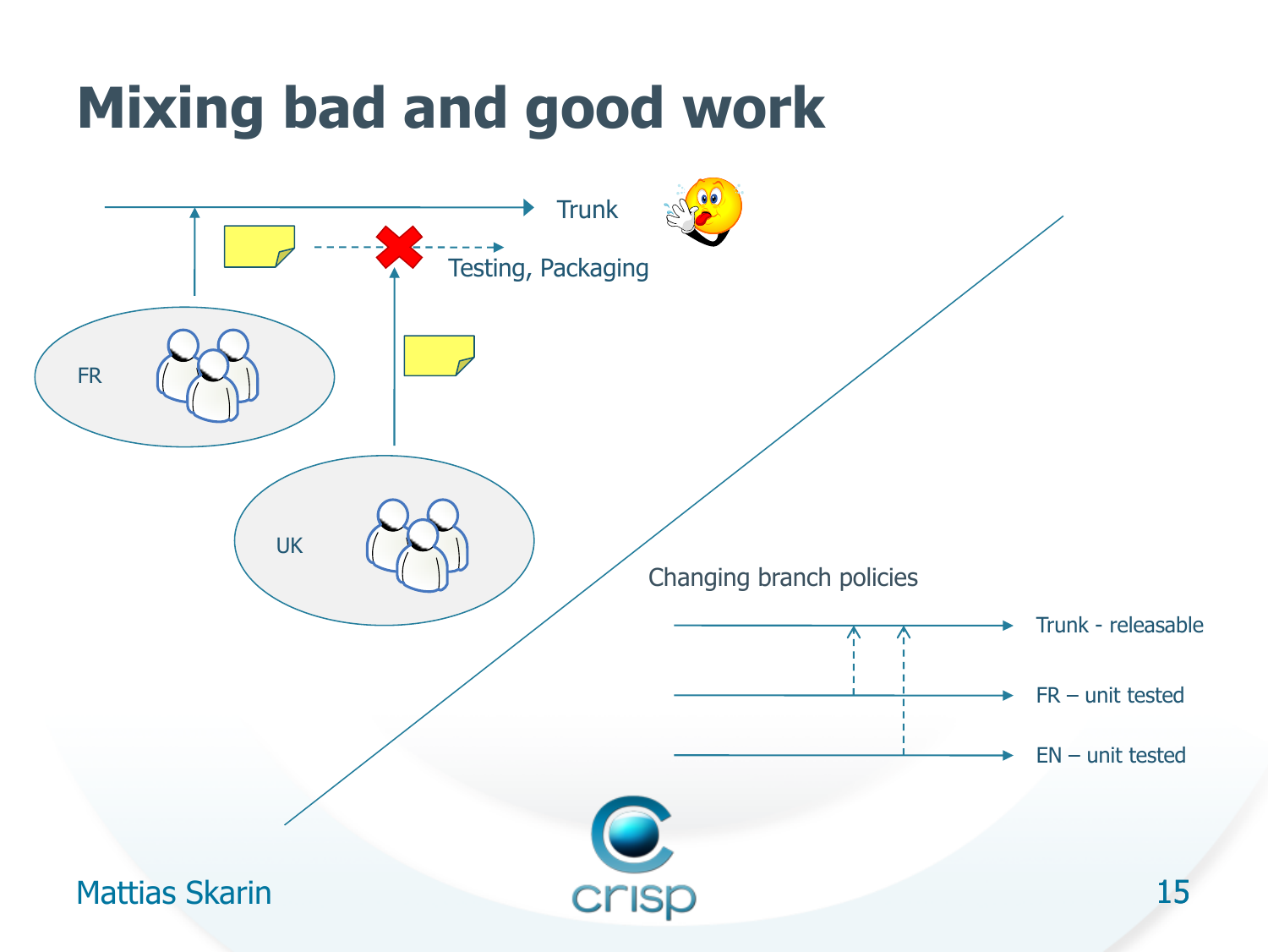# Mixing bad and good work

Trunk

Testing, Packaging

FR

UK

Changing branch policies

Trunk - releasable

FR – unit tested

EN – unit tested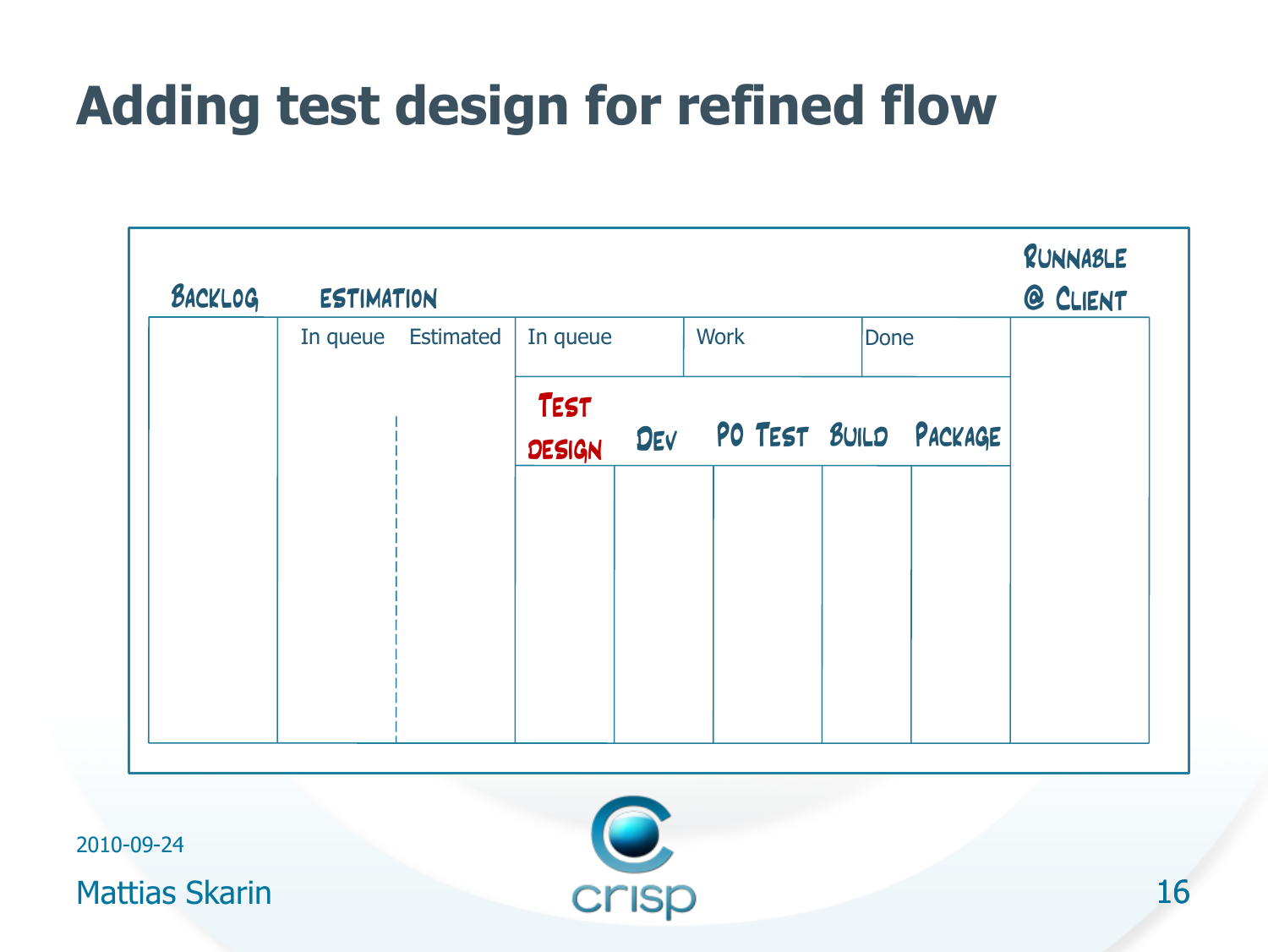# Adding test design for refined flow

| Backlog | Estimation | | | | | | | Runnable @ Client |
|---|---|---|---|---|---|---|---|---|
| | In queue | Estimated | In queue | | Work | | Done | |
| | | | Test design | Dev | PO Test | Build | Package | |
| | | | | | | | | |

2010-09-24

Mattias Skarin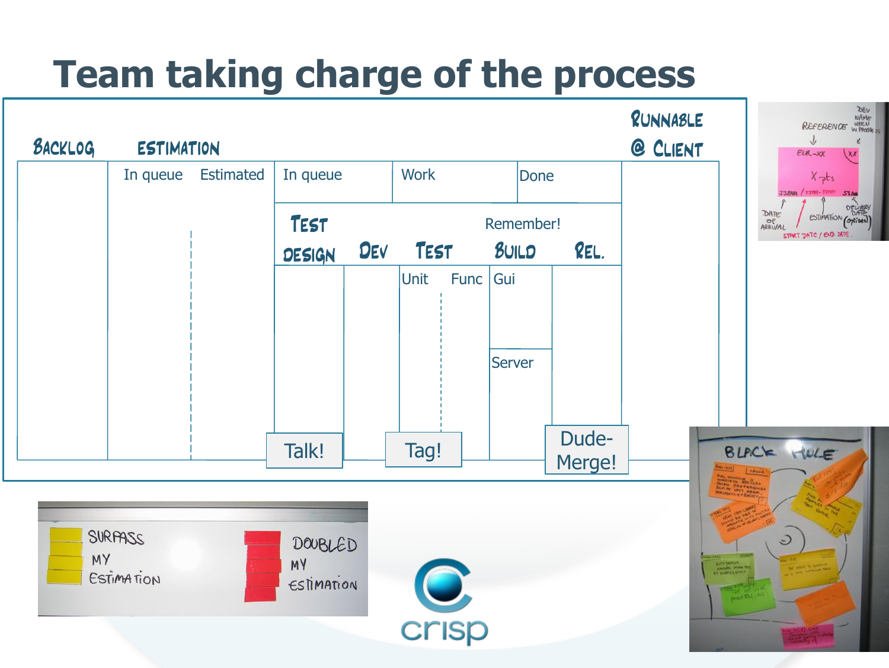# Team taking charge of the process

| Backlog | Estimation | | | | | Runnable @ Client |
|---|---|---|---|---|---|---|
| | In queue | Estimated | In queue | Work | Done | |

| Test design | Dev | Test | | Build | Rel. |
|---|---|---|---|---|---|
| | | Unit | Func | Gui | |
| | | | | Server | |

Remember!

Talk!

Tag!

Dude-Merge!

Reference — Dev name when in progress

EUR-XX — XX

X pts

Date of arrival — Estimation — Delivery date (optional)

Start date / End date

Surpass my estimation

Doubled my estimation

Black hole

crisp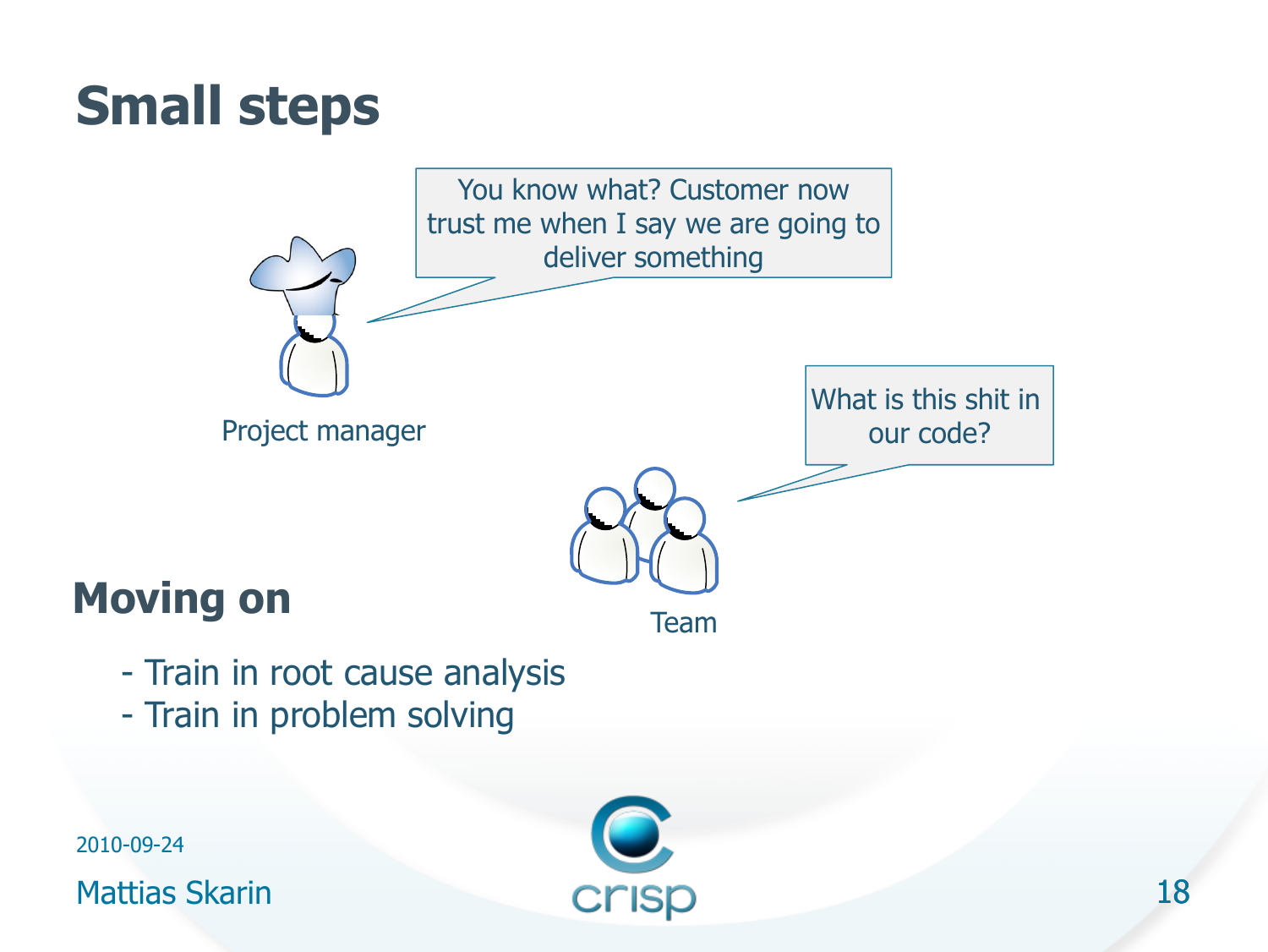# Small steps

Project manager: You know what? Customer now trust me when I say we are going to deliver something

Team: What is this shit in our code?

## Moving on

- Train in root cause analysis
- Train in problem solving

2010-09-24

Mattias Skarin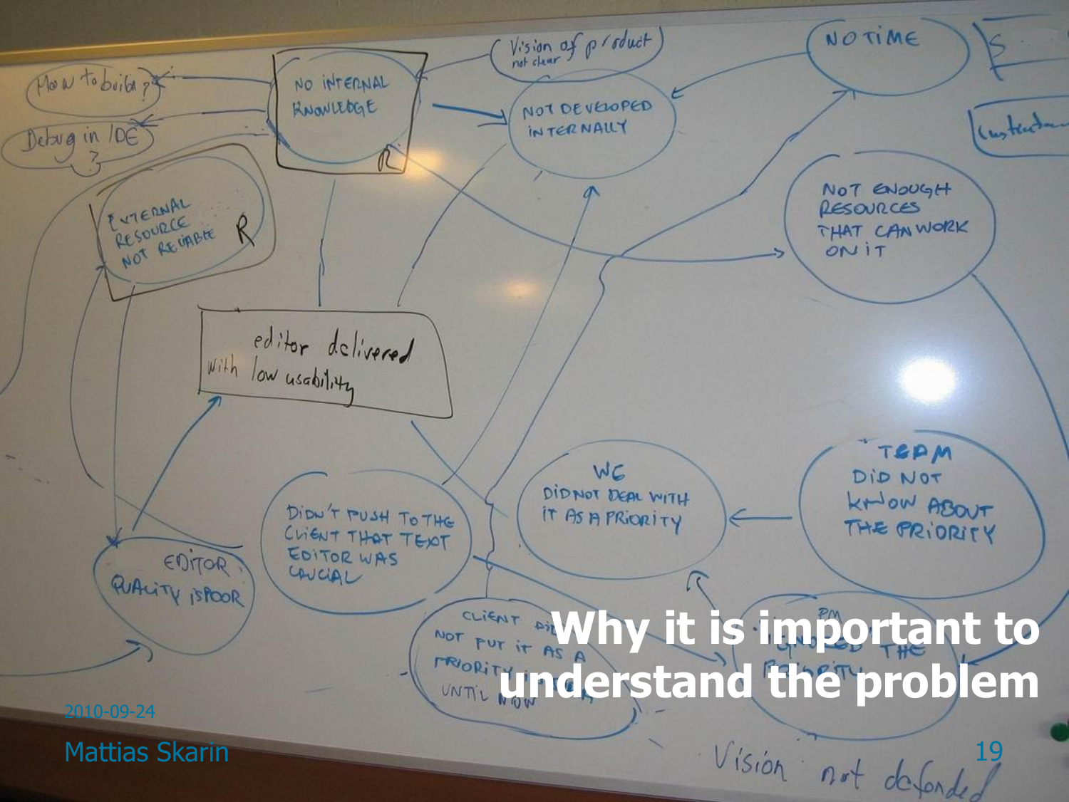# Why it is important to understand the problem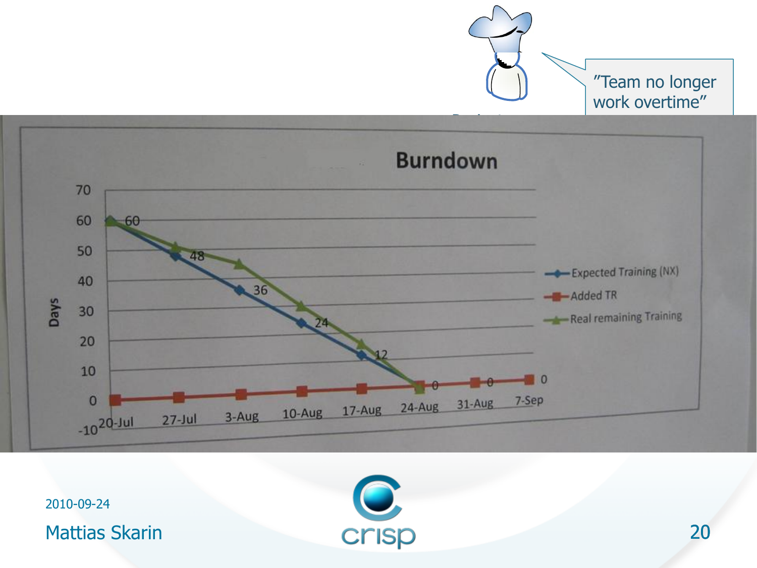"Team no longer work overtime"

**Burndown**

| Date | Expected Training (NX) | Added TR | Real remaining Training |
|---|---|---|---|
| 20-Jul | 60 | 0 | 60 |
| 27-Jul | 48 | 1 | 51 |
| 3-Aug | 36 | 2 | 45 |
| 10-Aug | 24 | 3 | 31 |
| 17-Aug | 12 | 4 | 19 |
| 24-Aug | 0 | 5 | 4 |
| 31-Aug | 0 | 6 | |
| 7-Sep | 0 | 7 | |

Days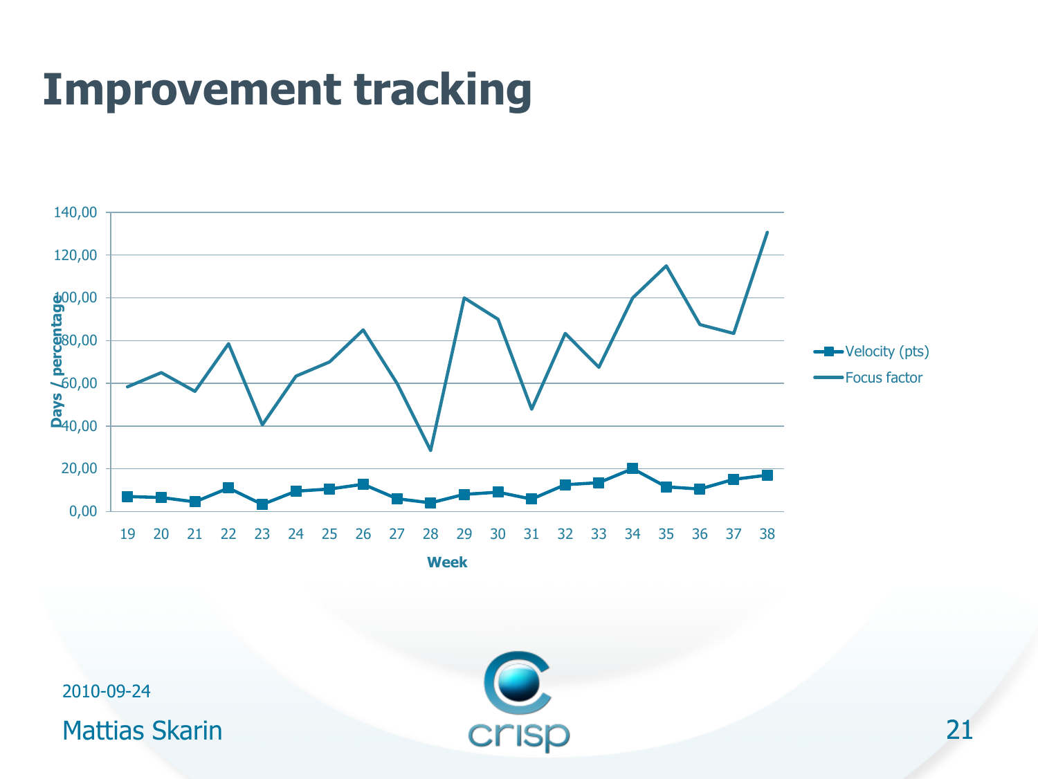# Improvement tracking

140,00
120,00
100,00
80,00
60,00
40,00
20,00
0,00

Days / percentage

19 20 21 22 23 24 25 26 27 28 29 30 31 32 33 34 35 36 37 38

Week

- Velocity (pts)
- Focus factor

2010-09-24

Mattias Skarin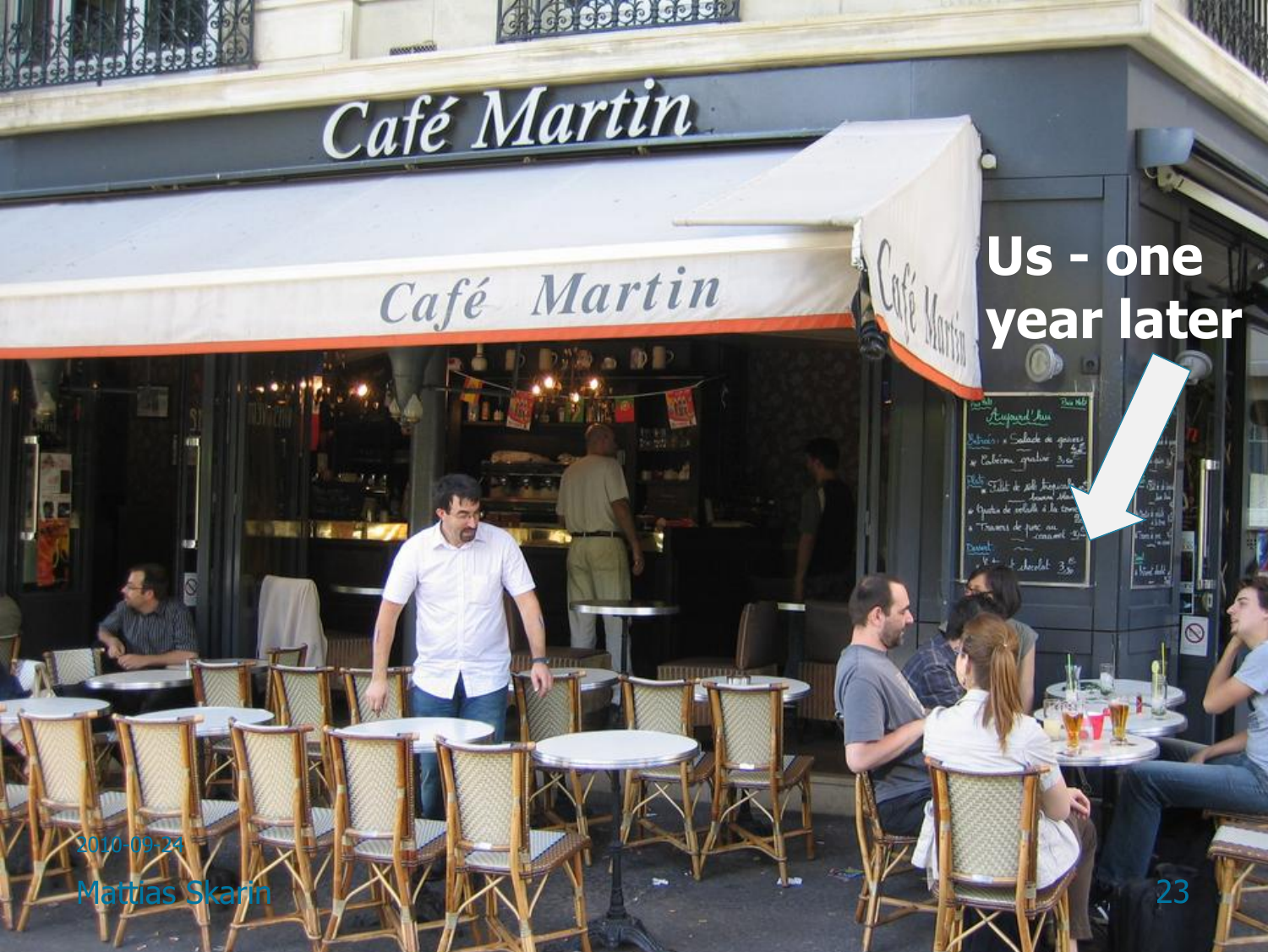Us - one year later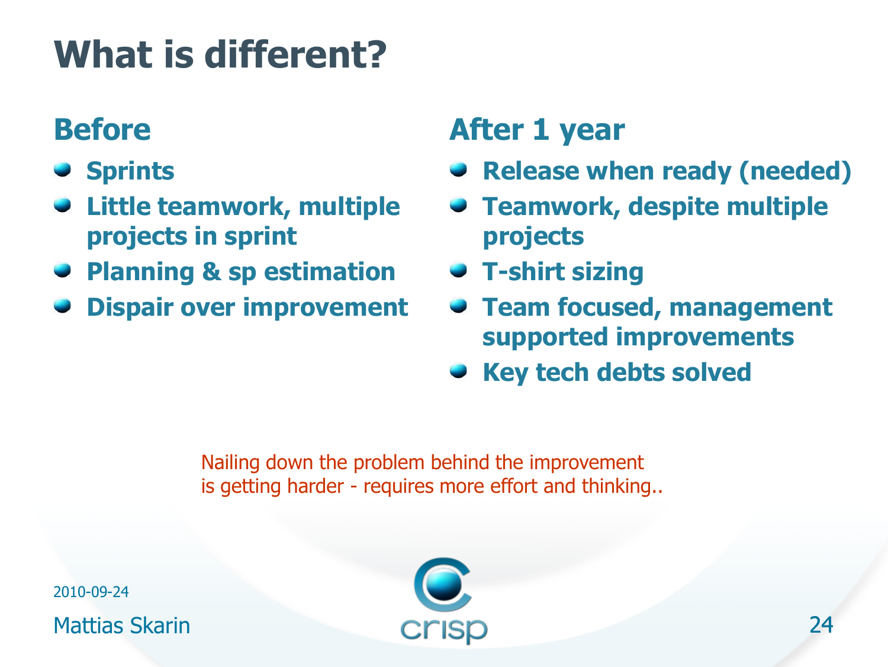# What is different?

## Before

- **Sprints**
- **Little teamwork, multiple projects in sprint**
- **Planning & sp estimation**
- **Dispair over improvement**

## After 1 year

- **Release when ready (needed)**
- **Teamwork, despite multiple projects**
- **T-shirt sizing**
- **Team focused, management supported improvements**
- **Key tech debts solved**

Nailing down the problem behind the improvement is getting harder - requires more effort and thinking..

2010-09-24

Mattias Skarin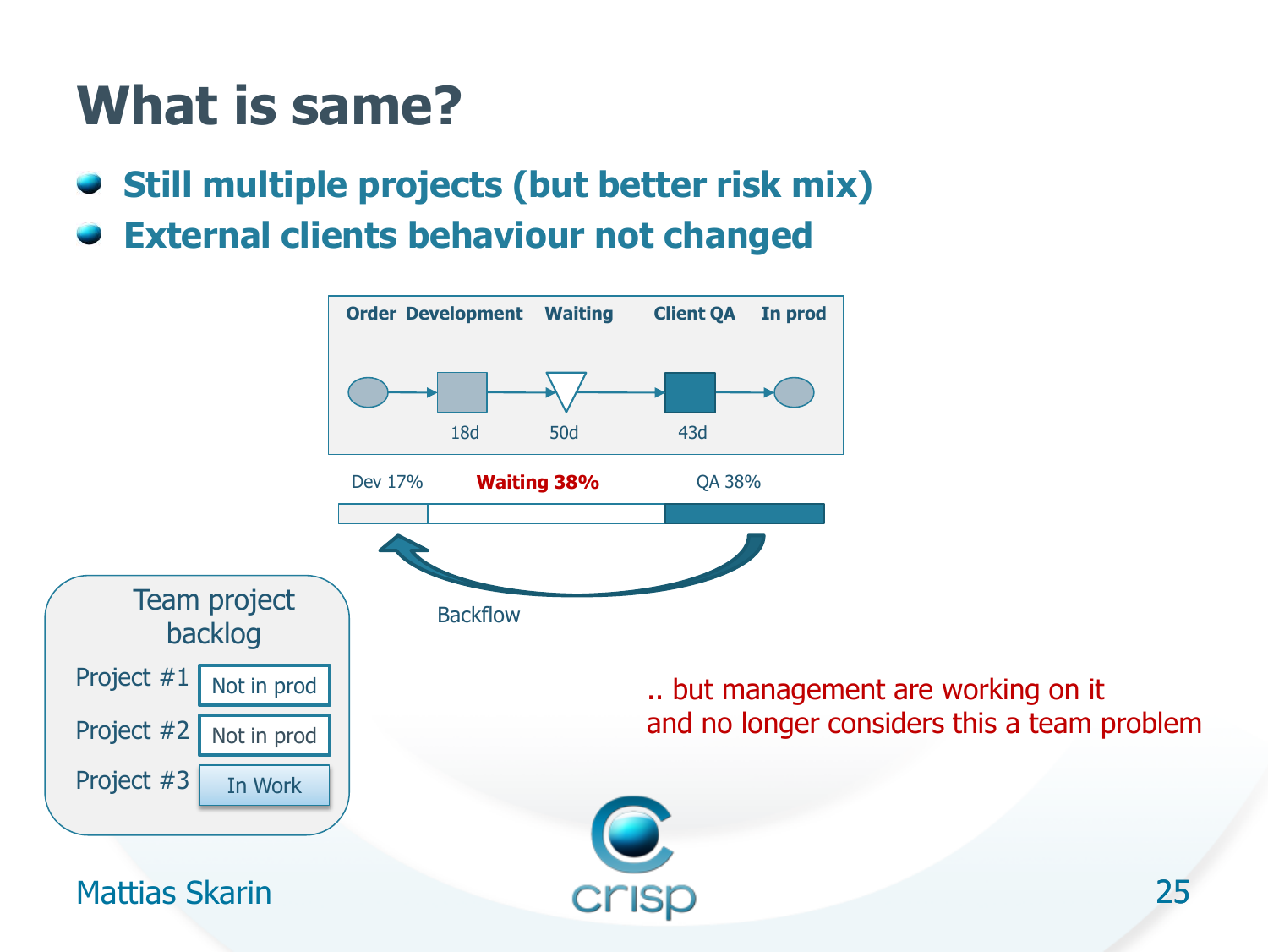# What is same?

- **Still multiple projects (but better risk mix)**
- **External clients behaviour not changed**

**Order Development Waiting Client QA In prod**

18d 50d 43d

Dev 17% **Waiting 38%** QA 38%

Backflow

Team project backlog

| Project | Status |
| --- | --- |
| Project #1 | Not in prod |
| Project #2 | Not in prod |
| Project #3 | In Work |

.. but management are working on it
and no longer considers this a team problem

Mattias Skarin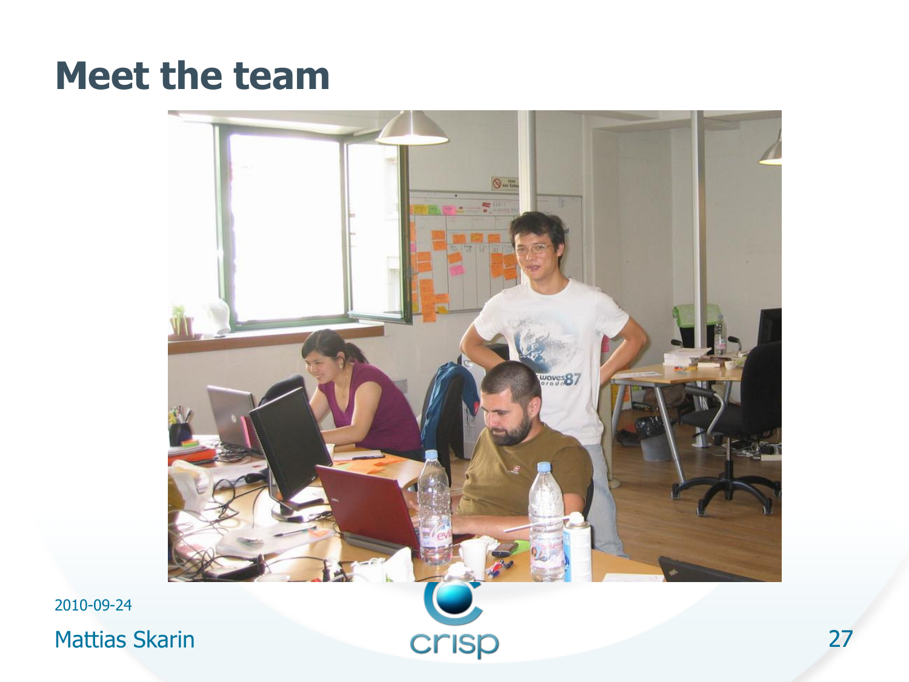# Meet the team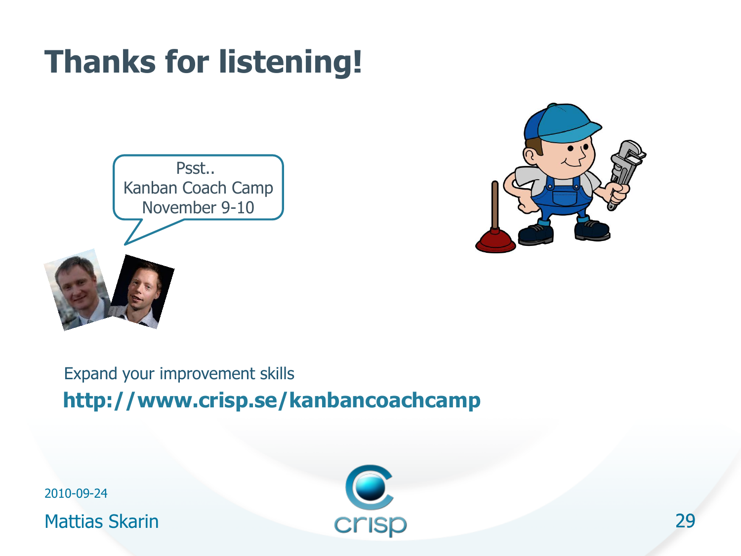# Thanks for listening!

Psst..
Kanban Coach Camp
November 9-10

Expand your improvement skills

**http://www.crisp.se/kanbancoachcamp**

2010-09-24

Mattias Skarin